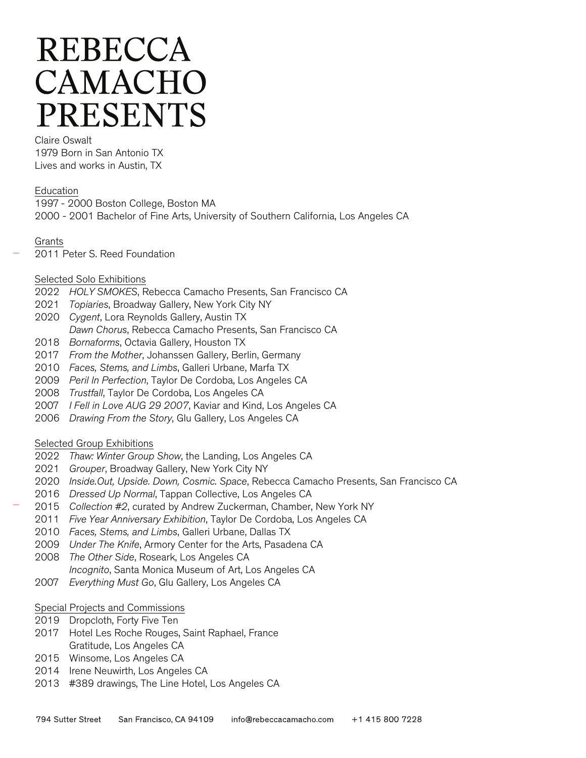# REBECCA CAMACHO PRESENTS

Claire Oswalt
1979 Born in San Antonio TX
Lives and works in Austin, TX

## Education

1997 - 2000 Boston College, Boston MA
2000 - 2001 Bachelor of Fine Arts, University of Southern California, Los Angeles CA

## Grants

2011 Peter S. Reed Foundation

## Selected Solo Exhibitions

2022 *HOLY SMOKES*, Rebecca Camacho Presents, San Francisco CA
2021 *Topiaries*, Broadway Gallery, New York City NY
2020 *Cygent*, Lora Reynolds Gallery, Austin TX
*Dawn Chorus*, Rebecca Camacho Presents, San Francisco CA
2018 *Bornaforms*, Octavia Gallery, Houston TX
2017 *From the Mother*, Johanssen Gallery, Berlin, Germany
2010 *Faces, Stems, and Limbs*, Galleri Urbane, Marfa TX
2009 *Peril In Perfection*, Taylor De Cordoba, Los Angeles CA
2008 *Trustfall*, Taylor De Cordoba, Los Angeles CA
2007 *I Fell in Love AUG 29 2007*, Kaviar and Kind, Los Angeles CA
2006 *Drawing From the Story*, Glu Gallery, Los Angeles CA

## Selected Group Exhibitions

2022 *Thaw: Winter Group Show*, the Landing, Los Angeles CA
2021 *Grouper*, Broadway Gallery, New York City NY
2020 *Inside.Out, Upside. Down, Cosmic. Space*, Rebecca Camacho Presents, San Francisco CA
2016 *Dressed Up Normal*, Tappan Collective, Los Angeles CA
2015 *Collection #2*, curated by Andrew Zuckerman, Chamber, New York NY
2011 *Five Year Anniversary Exhibition*, Taylor De Cordoba, Los Angeles CA
2010 *Faces, Stems, and Limbs*, Galleri Urbane, Dallas TX
2009 *Under The Knife*, Armory Center for the Arts, Pasadena CA
2008 *The Other Side*, Roseark, Los Angeles CA
*Incognito*, Santa Monica Museum of Art, Los Angeles CA
2007 *Everything Must Go*, Glu Gallery, Los Angeles CA

## Special Projects and Commissions

2019 Dropcloth, Forty Five Ten
2017 Hotel Les Roche Rouges, Saint Raphael, France
Gratitude, Los Angeles CA
2015 Winsome, Los Angeles CA
2014 Irene Neuwirth, Los Angeles CA
2013 #389 drawings, The Line Hotel, Los Angeles CA

794 Sutter Street San Francisco, CA 94109 info@rebeccacamacho.com +1 415 800 7228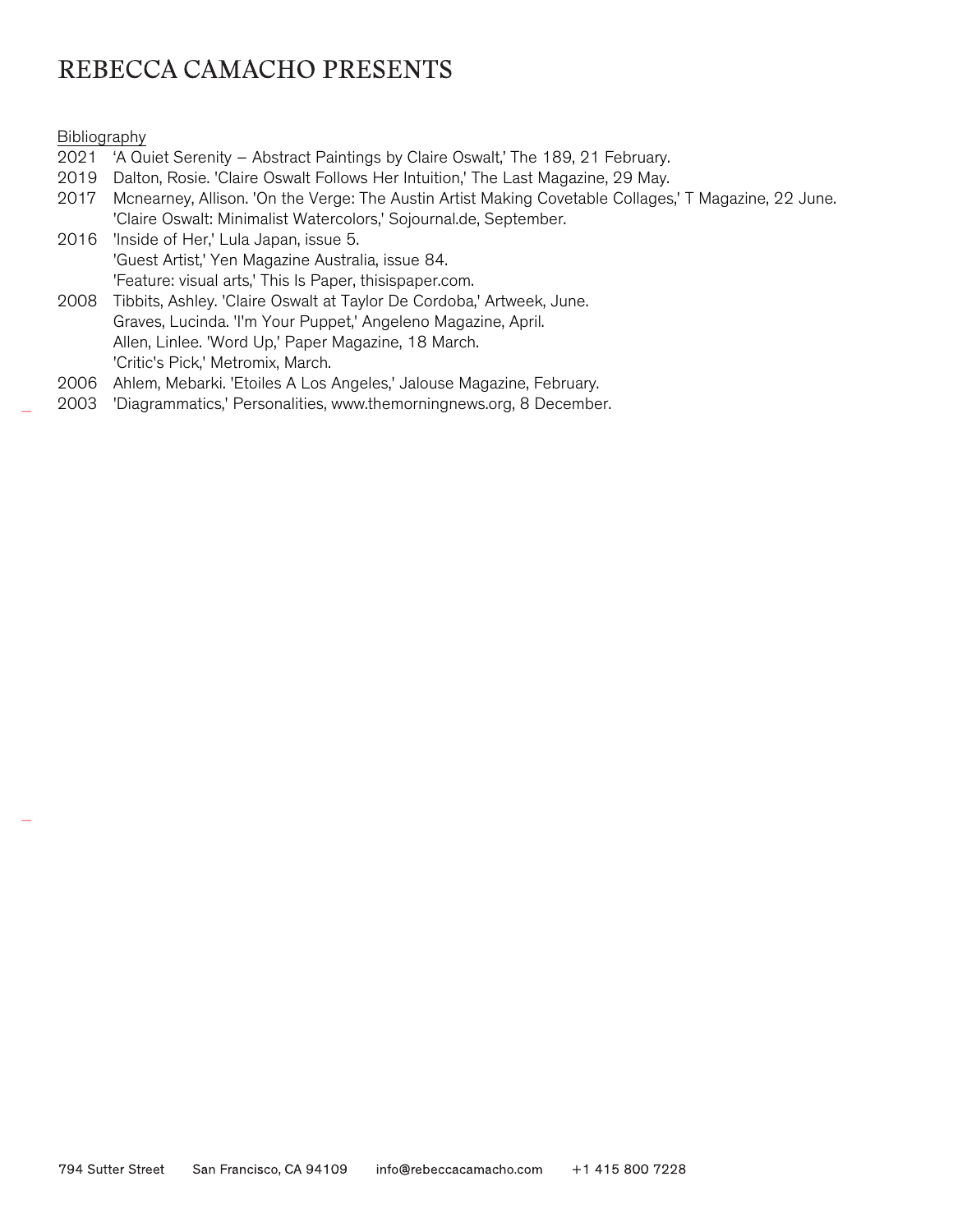Bibliography

2021 ‘A Quiet Serenity – Abstract Paintings by Claire Oswalt,’ The 189, 21 February.

2019 Dalton, Rosie. 'Claire Oswalt Follows Her Intuition,' The Last Magazine, 29 May.

2017 Mcnearney, Allison. 'On the Verge: The Austin Artist Making Covetable Collages,' T Magazine, 22 June.
'Claire Oswalt: Minimalist Watercolors,' Sojournal.de, September.

2016 'Inside of Her,' Lula Japan, issue 5.
'Guest Artist,' Yen Magazine Australia, issue 84.
'Feature: visual arts,' This Is Paper, thisispaper.com.

2008 Tibbits, Ashley. 'Claire Oswalt at Taylor De Cordoba,' Artweek, June.
Graves, Lucinda. 'I'm Your Puppet,' Angeleno Magazine, April.
Allen, Linlee. 'Word Up,' Paper Magazine, 18 March.
'Critic's Pick,' Metromix, March.

2006 Ahlem, Mebarki. 'Etoiles A Los Angeles,' Jalouse Magazine, February.

2003 'Diagrammatics,' Personalities, www.themorningnews.org, 8 December.